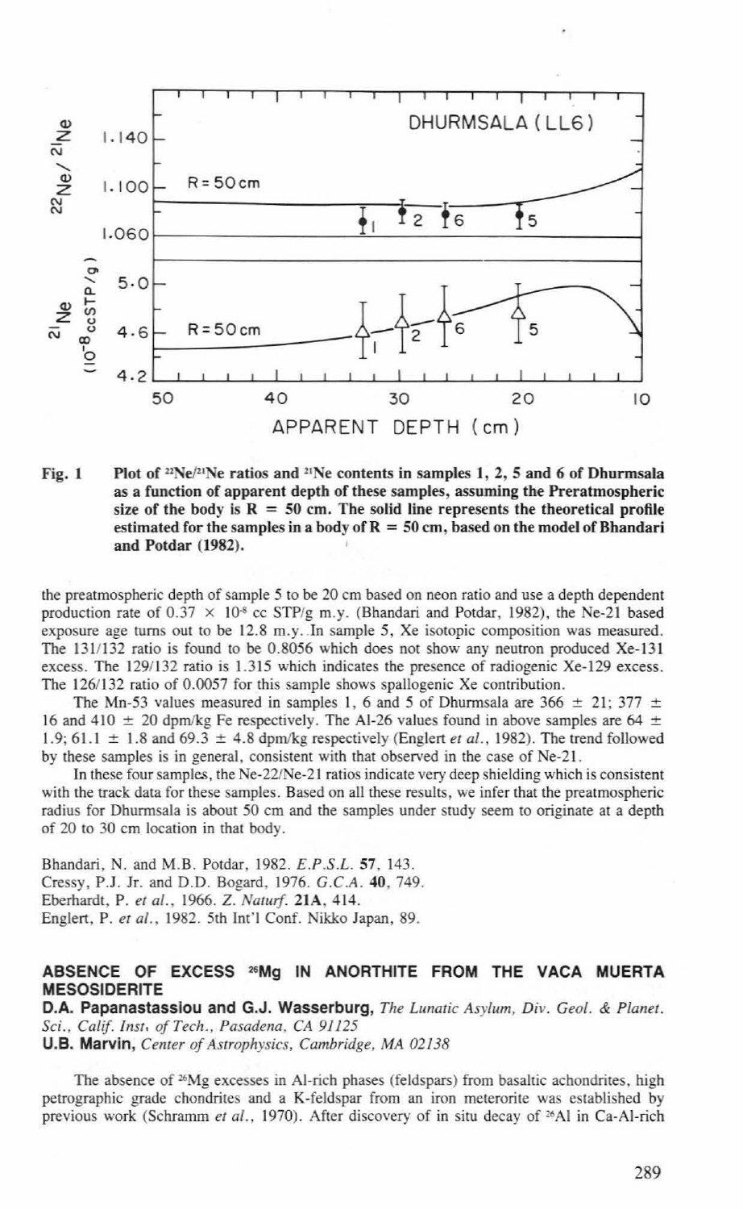Fig. 1 Plot of $^{22}Ne/^{21}Ne$ ratios and $^{21}Ne$ contents in samples 1, 2, 5 and 6 of Dhurmsala as a function of apparent depth of these samples, assuming the Preratmospheric size of the body is R = 50 cm. The solid line represents the theoretical profile estimated for the samples in a body of R = 50 cm, based on the model of Bhandari and Potdar (1982).

the preatmospheric depth of sample 5 to be 20 cm based on neon ratio and use a depth dependent production rate of $0.37 \times 10^{-8}$ cc STP/g m.y. (Bhandari and Potdar, 1982), the Ne-21 based exposure age turns out to be 12.8 m.y. In sample 5, Xe isotopic composition was measured. The 131/132 ratio is found to be 0.8056 which does not show any neutron produced Xe-131 excess. The 129/132 ratio is 1.315 which indicates the presence of radiogenic Xe-129 excess. The 126/132 ratio of 0.0057 for this sample shows spallogenic Xe contribution.

The Mn-53 values measured in samples 1, 6 and 5 of Dhurmsala are 366 ± 21; 377 ± 16 and 410 ± 20 dpm/kg Fe respectively. The Al-26 values found in above samples are 64 ± 1.9; 61.1 ± 1.8 and 69.3 ± 4.8 dpm/kg respectively (Englert *et al.*, 1982). The trend followed by these samples is in general, consistent with that observed in the case of Ne-21.

In these four samples, the Ne-22/Ne-21 ratios indicate very deep shielding which is consistent with the track data for these samples. Based on all these results, we infer that the preatmospheric radius for Dhurmsala is about 50 cm and the samples under study seem to originate at a depth of 20 to 30 cm location in that body.

Bhandari, N. and M.B. Potdar, 1982. *E.P.S.L.* **57**, 143.
Cressy, P.J. Jr. and D.D. Bogard, 1976. *G.C.A.* **40**, 749.
Eberhardt, P. *et al.*, 1966. *Z. Naturf.* **21A**, 414.
Englert, P. *et al.*, 1982. 5th Int'l Conf. Nikko Japan, 89.

## ABSENCE OF EXCESS $^{26}Mg$ IN ANORTHITE FROM THE VACA MUERTA MESOSIDERITE

**D.A. Papanastassiou and G.J. Wasserburg,** *The Lunatic Asylum, Div. Geol. & Planet. Sci., Calif. Inst. of Tech., Pasadena, CA 91125*
**U.B. Marvin,** *Center of Astrophysics, Cambridge, MA 02138*

The absence of $^{26}Mg$ excesses in Al-rich phases (feldspars) from basaltic achondrites, high petrographic grade chondrites and a K-feldspar from an iron meteorite was established by previous work (Schramm *et al.*, 1970). After discovery of in situ decay of $^{26}Al$ in Ca-Al-rich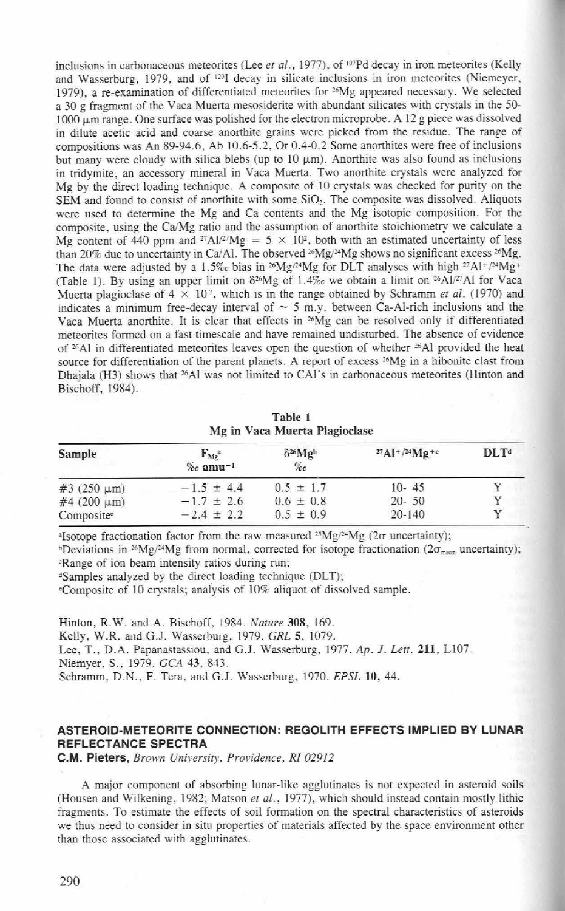inclusions in carbonaceous meteorites (Lee *et al.*, 1977), of $^{107}$Pd decay in iron meteorites (Kelly and Wasserburg, 1979, and of $^{129}$I decay in silicate inclusions in iron meteorites (Niemeyer, 1979), a re-examination of differentiated meteorites for $^{26}$Mg appeared necessary. We selected a 30 g fragment of the Vaca Muerta mesosiderite with abundant silicates with crystals in the 50-1000 μm range. One surface was polished for the electron microprobe. A 12 g piece was dissolved in dilute acetic acid and coarse anorthite grains were picked from the residue. The range of compositions was An 89-94.6, Ab 10.6-5.2, Or 0.4-0.2 Some anorthites were free of inclusions but many were cloudy with silica blebs (up to 10 μm). Anorthite was also found as inclusions in tridymite, an accessory mineral in Vaca Muerta. Two anorthite crystals were analyzed for Mg by the direct loading technique. A composite of 10 crystals was checked for purity on the SEM and found to consist of anorthite with some $SiO_2$. The composite was dissolved. Aliquots were used to determine the Mg and Ca contents and the Mg isotopic composition. For the composite, using the Ca/Mg ratio and the assumption of anorthite stoichiometry we calculate a Mg content of 440 ppm and $^{27}$Al/$^{27}$Mg = $5 \times 10^2$, both with an estimated uncertainty of less than 20% due to uncertainty in Ca/Al. The observed $^{26}$Mg/$^{24}$Mg shows no significant excess $^{26}$Mg. The data were adjusted by a 1.5‰ bias in $^{26}$Mg/$^{24}$Mg for DLT analyses with high $^{27}$Al$^+$/$^{24}$Mg$^+$ (Table 1). By using an upper limit on $\delta^{26}$Mg of 1.4‰ we obtain a limit on $^{26}$Al/$^{27}$Al for Vaca Muerta plagioclase of $4 \times 10^{-7}$, which is in the range obtained by Schramm *et al.* (1970) and indicates a minimum free-decay interval of ~ 5 m.y. between Ca-Al-rich inclusions and the Vaca Muerta anorthite. It is clear that effects in $^{26}$Mg can be resolved only if differentiated meteorites formed on a fast timescale and have remained undisturbed. The absence of evidence of $^{26}$Al in differentiated meteorites leaves open the question of whether $^{26}$Al provided the heat source for differentiation of the parent planets. A report of excess $^{26}$Mg in a hibonite clast from Dhajala (H3) shows that $^{26}$Al was not limited to CAI's in carbonaceous meteorites (Hinton and Bischoff, 1984).

**Table 1**
**Mg in Vaca Muerta Plagioclase**

| Sample | $F_{Mg}$[a] ‰ amu$^{-1}$ | $\delta^{26}$Mg[b] ‰ | $^{27}$Al$^+$/$^{24}$Mg$^+$[c] | DLT[d] |
|---|---|---|---|---|
| #3 (250 μm) | −1.5 ± 4.4 | 0.5 ± 1.7 | 10- 45 | Y |
| #4 (200 μm) | −1.7 ± 2.6 | 0.6 ± 0.8 | 20- 50 | Y |
| Composite[e] | −2.4 ± 2.2 | 0.5 ± 0.9 | 20-140 | Y |

[a]Isotope fractionation factor from the raw measured $^{25}$Mg/$^{24}$Mg (2σ uncertainty);
[b]Deviations in $^{26}$Mg/$^{24}$Mg from normal, corrected for isotope fractionation ($2\sigma_{mean}$ uncertainty);
[c]Range of ion beam intensity ratios during run;
[d]Samples analyzed by the direct loading technique (DLT);
[e]Composite of 10 crystals; analysis of 10% aliquot of dissolved sample.

Hinton, R.W. and A. Bischoff, 1984. *Nature* **308**, 169.
Kelly, W.R. and G.J. Wasserburg, 1979. *GRL* **5**, 1079.
Lee, T., D.A. Papanastassiou, and G.J. Wasserburg, 1977. *Ap. J. Lett.* **211**, L107.
Niemyer, S., 1979. *GCA* **43**, 843.
Schramm, D.N., F. Tera, and G.J. Wasserburg, 1970. *EPSL* **10**, 44.

## ASTEROID-METEORITE CONNECTION: REGOLITH EFFECTS IMPLIED BY LUNAR REFLECTANCE SPECTRA

**C.M. Pieters,** *Brown University, Providence, RI 02912*

A major component of absorbing lunar-like agglutinates is not expected in asteroid soils (Housen and Wilkening, 1982; Matson *et al.*, 1977), which should instead contain mostly lithic fragments. To estimate the effects of soil formation on the spectral characteristics of asteroids we thus need to consider in situ properties of materials affected by the space environment other than those associated with agglutinates.